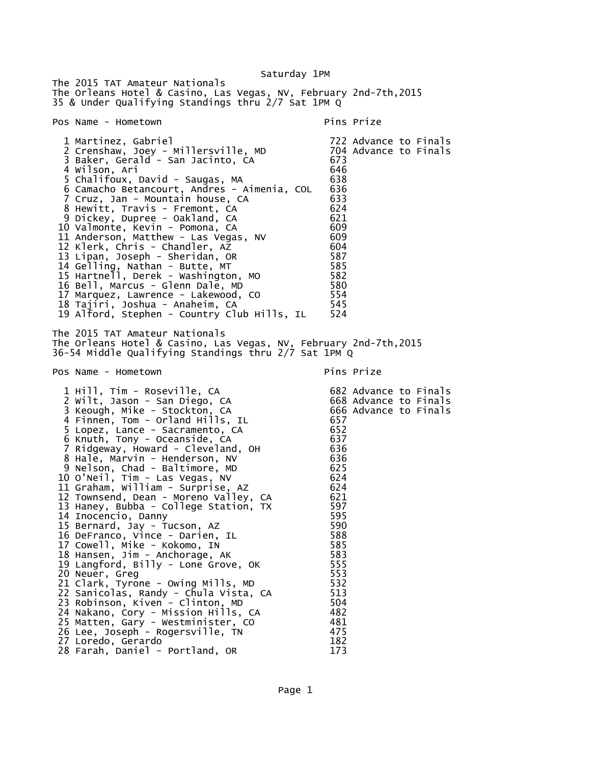Saturday 1PM

The 2015 TAT Amateur Nationals
The Orleans Hotel & Casino, Las Vegas, NV, February 2nd-7th,2015
35 & Under Qualifying Standings thru 2/7 Sat 1PM Q

| Pos | Name - Hometown | Pins | Prize |
|---|---|---|---|
| 1 | Martinez, Gabriel | 722 | Advance to Finals |
| 2 | Crenshaw, Joey - Millersville, MD | 704 | Advance to Finals |
| 3 | Baker, Gerald - San Jacinto, CA | 673 | |
| 4 | Wilson, Ari | 646 | |
| 5 | Chalifoux, David - Saugas, MA | 638 | |
| 6 | Camacho Betancourt, Andres - Aimenia, COL | 636 | |
| 7 | Cruz, Jan - Mountain house, CA | 633 | |
| 8 | Hewitt, Travis - Fremont, CA | 624 | |
| 9 | Dickey, Dupree - Oakland, CA | 621 | |
| 10 | Valmonte, Kevin - Pomona, CA | 609 | |
| 11 | Anderson, Matthew - Las Vegas, NV | 609 | |
| 12 | Klerk, Chris - Chandler, AZ | 604 | |
| 13 | Lipan, Joseph - Sheridan, OR | 587 | |
| 14 | Gelling, Nathan - Butte, MT | 585 | |
| 15 | Hartnell, Derek - Washington, MO | 582 | |
| 16 | Bell, Marcus - Glenn Dale, MD | 580 | |
| 17 | Marquez, Lawrence - Lakewood, CO | 554 | |
| 18 | Tajiri, Joshua - Anaheim, CA | 545 | |
| 19 | Alford, Stephen - Country Club Hills, IL | 524 | |

The 2015 TAT Amateur Nationals
The Orleans Hotel & Casino, Las Vegas, NV, February 2nd-7th,2015
36-54 Middle Qualifying Standings thru 2/7 Sat 1PM Q

| Pos | Name - Hometown | Pins | Prize |
|---|---|---|---|
| 1 | Hill, Tim - Roseville, CA | 682 | Advance to Finals |
| 2 | Wilt, Jason - San Diego, CA | 668 | Advance to Finals |
| 3 | Keough, Mike - Stockton, CA | 666 | Advance to Finals |
| 4 | Finnen, Tom - Orland Hills, IL | 657 | |
| 5 | Lopez, Lance - Sacramento, CA | 652 | |
| 6 | Knuth, Tony - Oceanside, CA | 637 | |
| 7 | Ridgeway, Howard - Cleveland, OH | 636 | |
| 8 | Hale, Marvin - Henderson, NV | 636 | |
| 9 | Nelson, Chad - Baltimore, MD | 625 | |
| 10 | O'Neil, Tim - Las Vegas, NV | 624 | |
| 11 | Graham, William - Surprise, AZ | 624 | |
| 12 | Townsend, Dean - Moreno Valley, CA | 621 | |
| 13 | Haney, Bubba - College Station, TX | 597 | |
| 14 | Inocencio, Danny | 595 | |
| 15 | Bernard, Jay - Tucson, AZ | 590 | |
| 16 | DeFranco, Vince - Darien, IL | 588 | |
| 17 | Cowell, Mike - Kokomo, IN | 585 | |
| 18 | Hansen, Jim - Anchorage, AK | 583 | |
| 19 | Langford, Billy - Lone Grove, OK | 555 | |
| 20 | Neuer, Greg | 553 | |
| 21 | Clark, Tyrone - Owing Mills, MD | 532 | |
| 22 | Sanicolas, Randy - Chula Vista, CA | 513 | |
| 23 | Robinson, Kiven - Clinton, MD | 504 | |
| 24 | Nakano, Cory - Mission Hills, CA | 482 | |
| 25 | Matten, Gary - Westminister, CO | 481 | |
| 26 | Lee, Joseph - Rogersville, TN | 475 | |
| 27 | Loredo, Gerardo | 182 | |
| 28 | Farah, Daniel - Portland, OR | 173 | |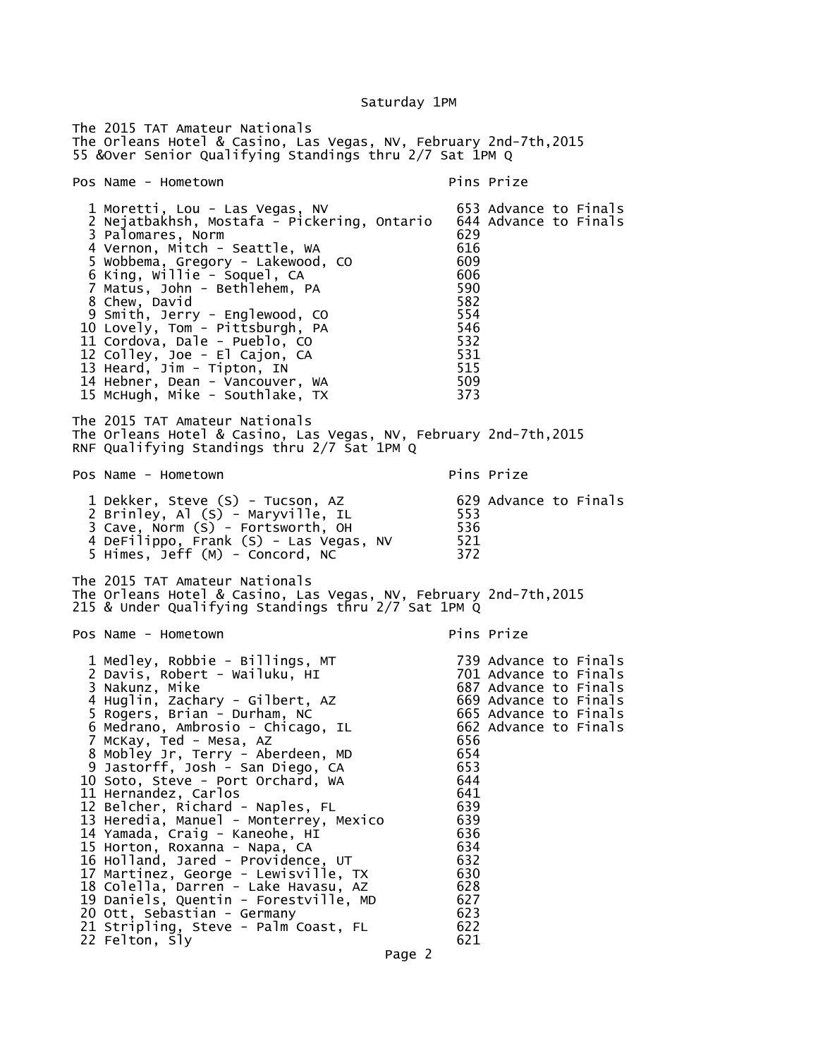Saturday 1PM

The 2015 TAT Amateur Nationals
The Orleans Hotel & Casino, Las Vegas, NV, February 2nd-7th,2015
55 &Over Senior Qualifying Standings thru 2/7 Sat 1PM Q

| Pos | Name - Hometown | Pins | Prize |
|---|---|---|---|
| 1 | Moretti, Lou - Las Vegas, NV | 653 | Advance to Finals |
| 2 | Nejatbakhsh, Mostafa - Pickering, Ontario | 644 | Advance to Finals |
| 3 | Palomares, Norm | 629 | |
| 4 | Vernon, Mitch - Seattle, WA | 616 | |
| 5 | Wobbema, Gregory - Lakewood, CO | 609 | |
| 6 | King, Willie - Soquel, CA | 606 | |
| 7 | Matus, John - Bethlehem, PA | 590 | |
| 8 | Chew, David | 582 | |
| 9 | Smith, Jerry - Englewood, CO | 554 | |
| 10 | Lovely, Tom - Pittsburgh, PA | 546 | |
| 11 | Cordova, Dale - Pueblo, CO | 532 | |
| 12 | Colley, Joe - El Cajon, CA | 531 | |
| 13 | Heard, Jim - Tipton, IN | 515 | |
| 14 | Hebner, Dean - Vancouver, WA | 509 | |
| 15 | McHugh, Mike - Southlake, TX | 373 | |

The 2015 TAT Amateur Nationals
The Orleans Hotel & Casino, Las Vegas, NV, February 2nd-7th,2015
RNF Qualifying Standings thru 2/7 Sat 1PM Q

| Pos | Name - Hometown | Pins | Prize |
|---|---|---|---|
| 1 | Dekker, Steve (S) - Tucson, AZ | 629 | Advance to Finals |
| 2 | Brinley, Al (S) - Maryville, IL | 553 | |
| 3 | Cave, Norm (S) - Fortsworth, OH | 536 | |
| 4 | DeFilippo, Frank (S) - Las Vegas, NV | 521 | |
| 5 | Himes, Jeff (M) - Concord, NC | 372 | |

The 2015 TAT Amateur Nationals
The Orleans Hotel & Casino, Las Vegas, NV, February 2nd-7th,2015
215 & Under Qualifying Standings thru 2/7 Sat 1PM Q

| Pos | Name - Hometown | Pins | Prize |
|---|---|---|---|
| 1 | Medley, Robbie - Billings, MT | 739 | Advance to Finals |
| 2 | Davis, Robert - Wailuku, HI | 701 | Advance to Finals |
| 3 | Nakunz, Mike | 687 | Advance to Finals |
| 4 | Huglin, Zachary - Gilbert, AZ | 669 | Advance to Finals |
| 5 | Rogers, Brian - Durham, NC | 665 | Advance to Finals |
| 6 | Medrano, Ambrosio - Chicago, IL | 662 | Advance to Finals |
| 7 | McKay, Ted - Mesa, AZ | 656 | |
| 8 | Mobley Jr, Terry - Aberdeen, MD | 654 | |
| 9 | Jastorff, Josh - San Diego, CA | 653 | |
| 10 | Soto, Steve - Port Orchard, WA | 644 | |
| 11 | Hernandez, Carlos | 641 | |
| 12 | Belcher, Richard - Naples, FL | 639 | |
| 13 | Heredia, Manuel - Monterrey, Mexico | 639 | |
| 14 | Yamada, Craig - Kaneohe, HI | 636 | |
| 15 | Horton, Roxanna - Napa, CA | 634 | |
| 16 | Holland, Jared - Providence, UT | 632 | |
| 17 | Martinez, George - Lewisville, TX | 630 | |
| 18 | Colella, Darren - Lake Havasu, AZ | 628 | |
| 19 | Daniels, Quentin - Forestville, MD | 627 | |
| 20 | Ott, Sebastian - Germany | 623 | |
| 21 | Stripling, Steve - Palm Coast, FL | 622 | |
| 22 | Felton, Sly | 621 | |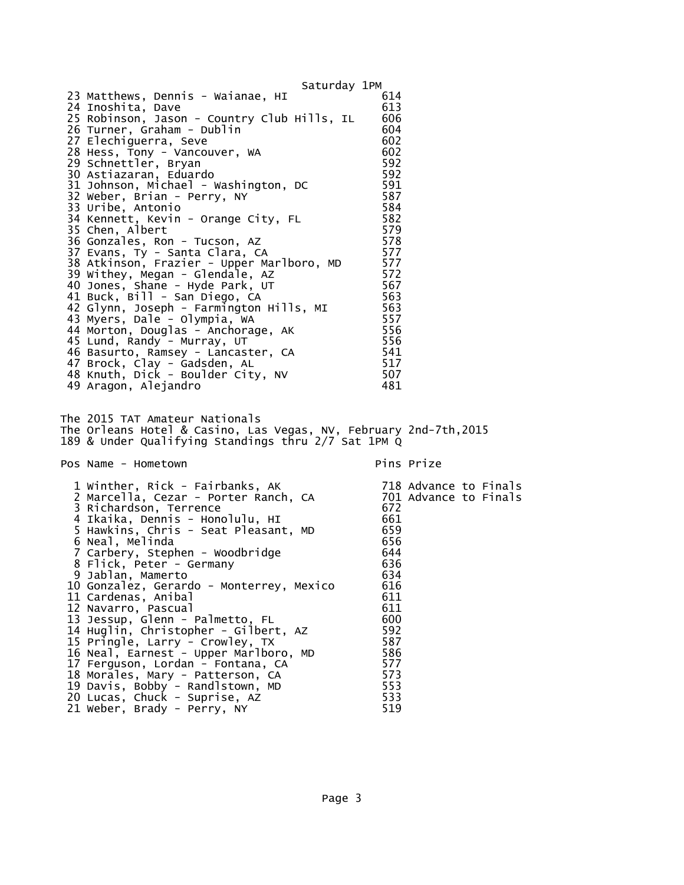Saturday 1PM

| | | |
|---|---|---|
| 23 | Matthews, Dennis - Waianae, HI | 614 |
| 24 | Inoshita, Dave | 613 |
| 25 | Robinson, Jason - Country Club Hills, IL | 606 |
| 26 | Turner, Graham - Dublin | 604 |
| 27 | Elechiguerra, Seve | 602 |
| 28 | Hess, Tony - Vancouver, WA | 602 |
| 29 | Schnettler, Bryan | 592 |
| 30 | Astiazaran, Eduardo | 592 |
| 31 | Johnson, Michael - Washington, DC | 591 |
| 32 | Weber, Brian - Perry, NY | 587 |
| 33 | Uribe, Antonio | 584 |
| 34 | Kennett, Kevin - Orange City, FL | 582 |
| 35 | Chen, Albert | 579 |
| 36 | Gonzales, Ron - Tucson, AZ | 578 |
| 37 | Evans, Ty - Santa Clara, CA | 577 |
| 38 | Atkinson, Frazier - Upper Marlboro, MD | 577 |
| 39 | Withey, Megan - Glendale, AZ | 572 |
| 40 | Jones, Shane - Hyde Park, UT | 567 |
| 41 | Buck, Bill - San Diego, CA | 563 |
| 42 | Glynn, Joseph - Farmington Hills, MI | 563 |
| 43 | Myers, Dale - Olympia, WA | 557 |
| 44 | Morton, Douglas - Anchorage, AK | 556 |
| 45 | Lund, Randy - Murray, UT | 556 |
| 46 | Basurto, Ramsey - Lancaster, CA | 541 |
| 47 | Brock, Clay - Gadsden, AL | 517 |
| 48 | Knuth, Dick - Boulder City, NV | 507 |
| 49 | Aragon, Alejandro | 481 |

The 2015 TAT Amateur Nationals
The Orleans Hotel & Casino, Las Vegas, NV, February 2nd-7th,2015
189 & Under Qualifying Standings thru 2/7 Sat 1PM Q

| Pos | Name - Hometown | Pins | Prize |
|---|---|---|---|
| 1 | Winther, Rick - Fairbanks, AK | 718 | Advance to Finals |
| 2 | Marcella, Cezar - Porter Ranch, CA | 701 | Advance to Finals |
| 3 | Richardson, Terrence | 672 | |
| 4 | Ikaika, Dennis - Honolulu, HI | 661 | |
| 5 | Hawkins, Chris - Seat Pleasant, MD | 659 | |
| 6 | Neal, Melinda | 656 | |
| 7 | Carbery, Stephen - Woodbridge | 644 | |
| 8 | Flick, Peter - Germany | 636 | |
| 9 | Jablan, Mamerto | 634 | |
| 10 | Gonzalez, Gerardo - Monterrey, Mexico | 616 | |
| 11 | Cardenas, Anibal | 611 | |
| 12 | Navarro, Pascual | 611 | |
| 13 | Jessup, Glenn - Palmetto, FL | 600 | |
| 14 | Huglin, Christopher - Gilbert, AZ | 592 | |
| 15 | Pringle, Larry - Crowley, TX | 587 | |
| 16 | Neal, Earnest - Upper Marlboro, MD | 586 | |
| 17 | Ferguson, Lordan - Fontana, CA | 577 | |
| 18 | Morales, Mary - Patterson, CA | 573 | |
| 19 | Davis, Bobby - Randlstown, MD | 553 | |
| 20 | Lucas, Chuck - Suprise, AZ | 533 | |
| 21 | Weber, Brady - Perry, NY | 519 | |